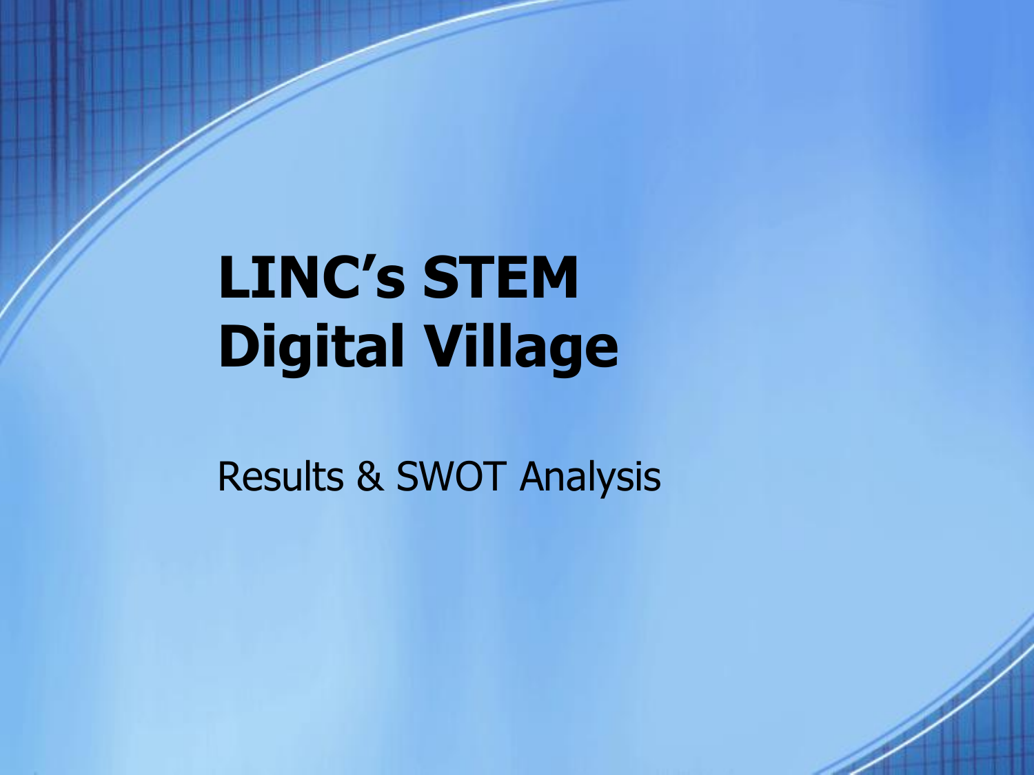# LINC's STEM Digital Village

Results & SWOT Analysis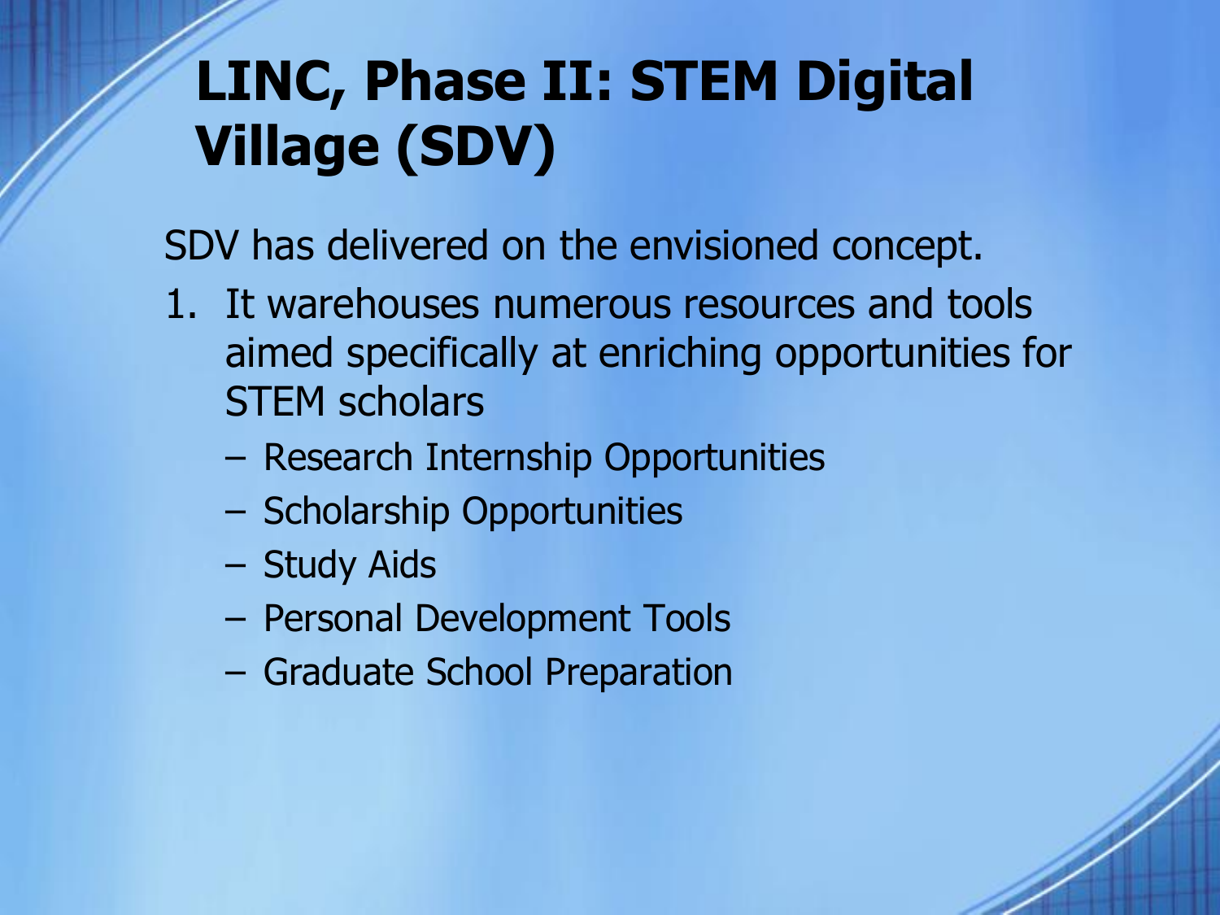# LINC, Phase II: STEM Digital Village (SDV)

SDV has delivered on the envisioned concept.

1. It warehouses numerous resources and tools aimed specifically at enriching opportunities for STEM scholars
   - Research Internship Opportunities
   - Scholarship Opportunities
   - Study Aids
   - Personal Development Tools
   - Graduate School Preparation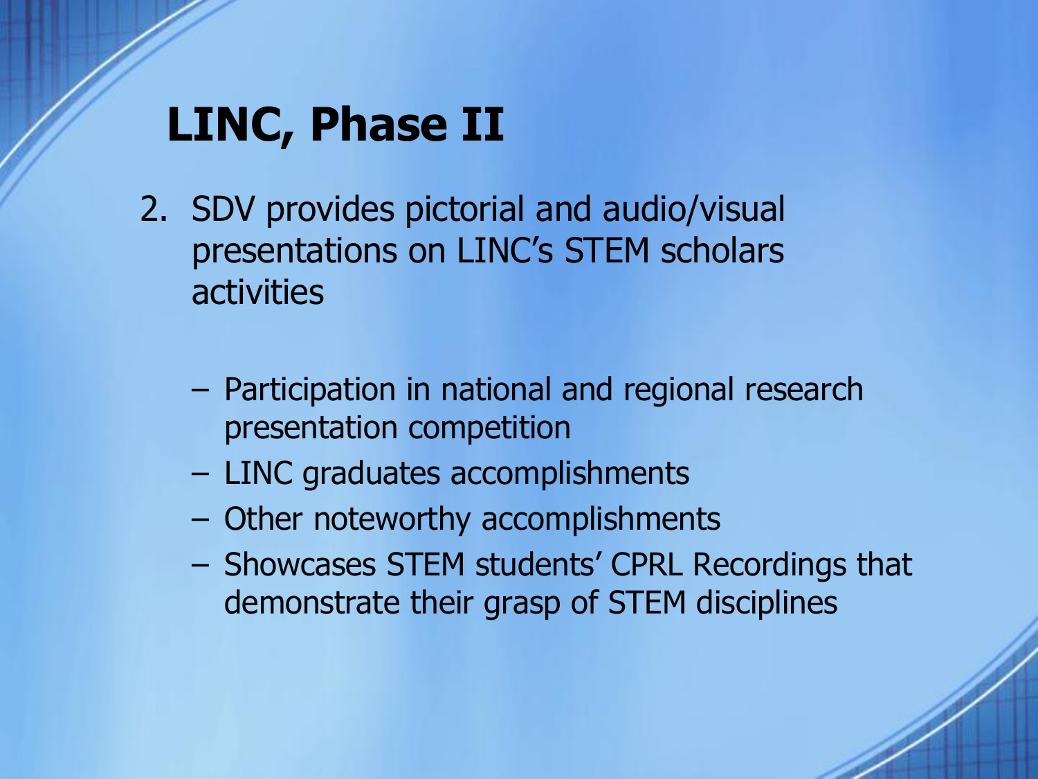# LINC, Phase II

2. SDV provides pictorial and audio/visual presentations on LINC's STEM scholars activities

   - Participation in national and regional research presentation competition
   - LINC graduates accomplishments
   - Other noteworthy accomplishments
   - Showcases STEM students' CPRL Recordings that demonstrate their grasp of STEM disciplines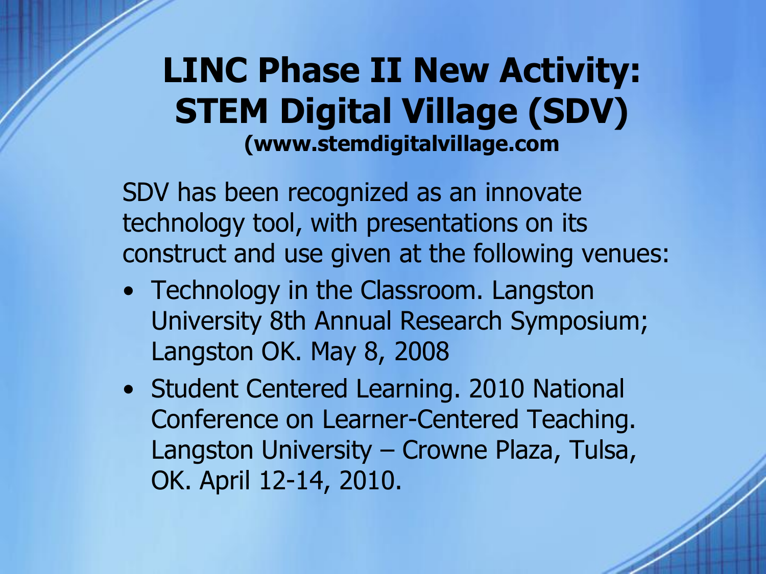# LINC Phase II New Activity: STEM Digital Village (SDV)

**(www.stemdigitalvillage.com**

SDV has been recognized as an innovate technology tool, with presentations on its construct and use given at the following venues:

- Technology in the Classroom. Langston University 8th Annual Research Symposium; Langston OK. May 8, 2008
- Student Centered Learning. 2010 National Conference on Learner-Centered Teaching. Langston University – Crowne Plaza, Tulsa, OK. April 12-14, 2010.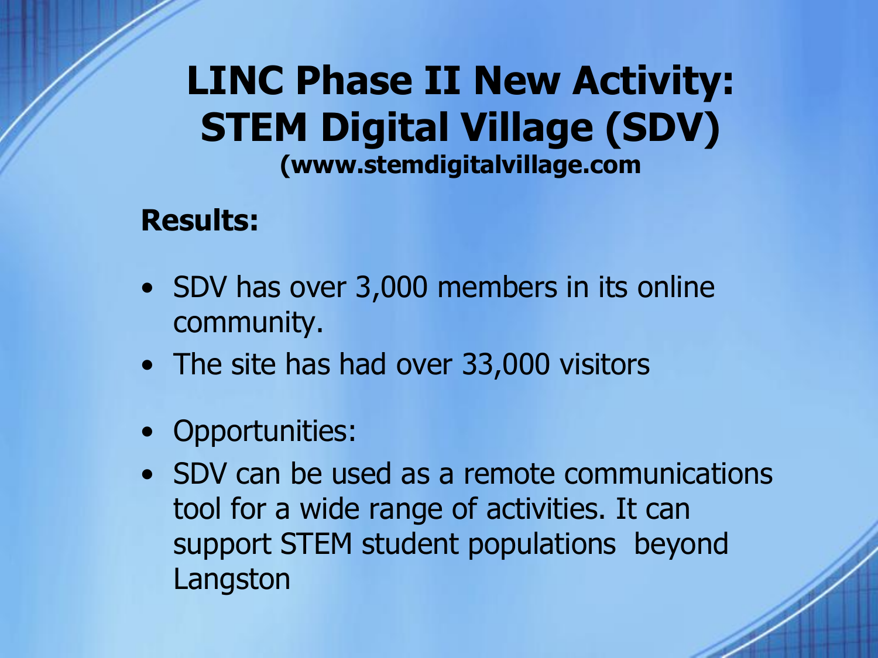# LINC Phase II New Activity: STEM Digital Village (SDV)

**(www.stemdigitalvillage.com**

**Results:**

- SDV has over 3,000 members in its online community.
- The site has had over 33,000 visitors
- Opportunities:
- SDV can be used as a remote communications tool for a wide range of activities. It can support STEM student populations beyond Langston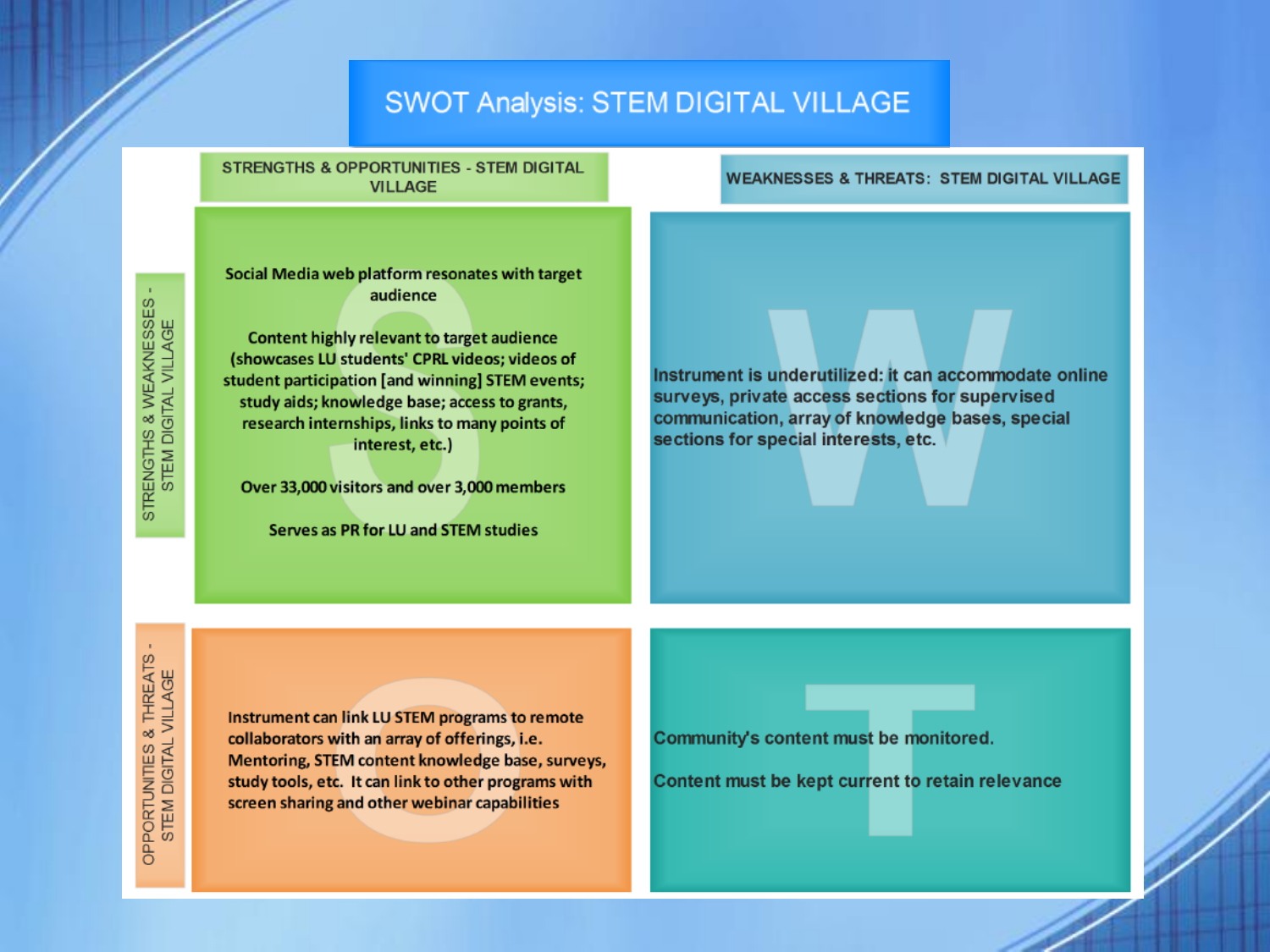# SWOT Analysis: STEM DIGITAL VILLAGE

| | STRENGTHS & OPPORTUNITIES - STEM DIGITAL VILLAGE | WEAKNESSES & THREATS: STEM DIGITAL VILLAGE |
|---|---|---|
| STRENGTHS & WEAKNESSES - STEM DIGITAL VILLAGE | **S**<br>Social Media web platform resonates with target audience<br><br>Content highly relevant to target audience (showcases LU students' CPRL videos; videos of student participation [and winning] STEM events; study aids; knowledge base; access to grants, research internships, links to many points of interest, etc.)<br><br>Over 33,000 visitors and over 3,000 members<br><br>Serves as PR for LU and STEM studies | **W**<br>Instrument is underutilized: it can accommodate online surveys, private access sections for supervised communication, array of knowledge bases, special sections for special interests, etc. |
| OPPORTUNITIES & THREATS - STEM DIGITAL VILLAGE | **O**<br>Instrument can link LU STEM programs to remote collaborators with an array of offerings, i.e. Mentoring, STEM content knowledge base, surveys, study tools, etc. It can link to other programs with screen sharing and other webinar capabilities | **T**<br>Community's content must be monitored.<br><br>Content must be kept current to retain relevance |